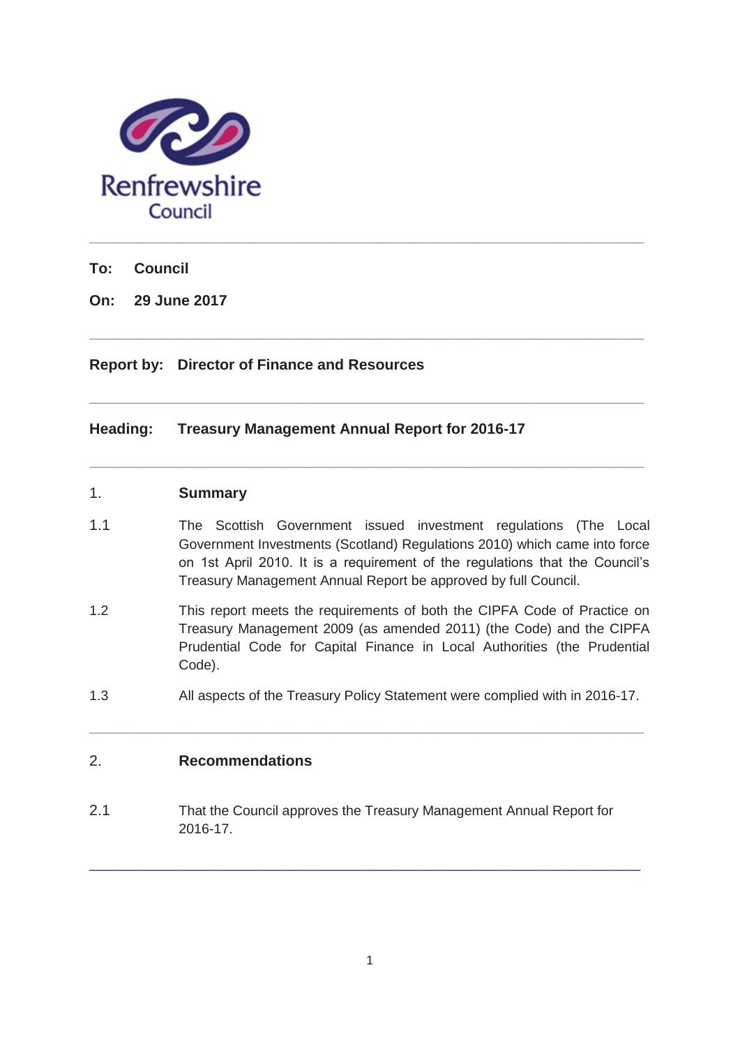Renfrewshire Council

---

**To:** **Council**

**On:** **29 June 2017**

---

**Report by:** **Director of Finance and Resources**

---

**Heading:** **Treasury Management Annual Report for 2016-17**

---

## 1. Summary

1.1 The Scottish Government issued investment regulations (The Local Government Investments (Scotland) Regulations 2010) which came into force on 1st April 2010. It is a requirement of the regulations that the Council's Treasury Management Annual Report be approved by full Council.

1.2 This report meets the requirements of both the CIPFA Code of Practice on Treasury Management 2009 (as amended 2011) (the Code) and the CIPFA Prudential Code for Capital Finance in Local Authorities (the Prudential Code).

1.3 All aspects of the Treasury Policy Statement were complied with in 2016-17.

---

## 2. Recommendations

2.1 That the Council approves the Treasury Management Annual Report for 2016-17.

---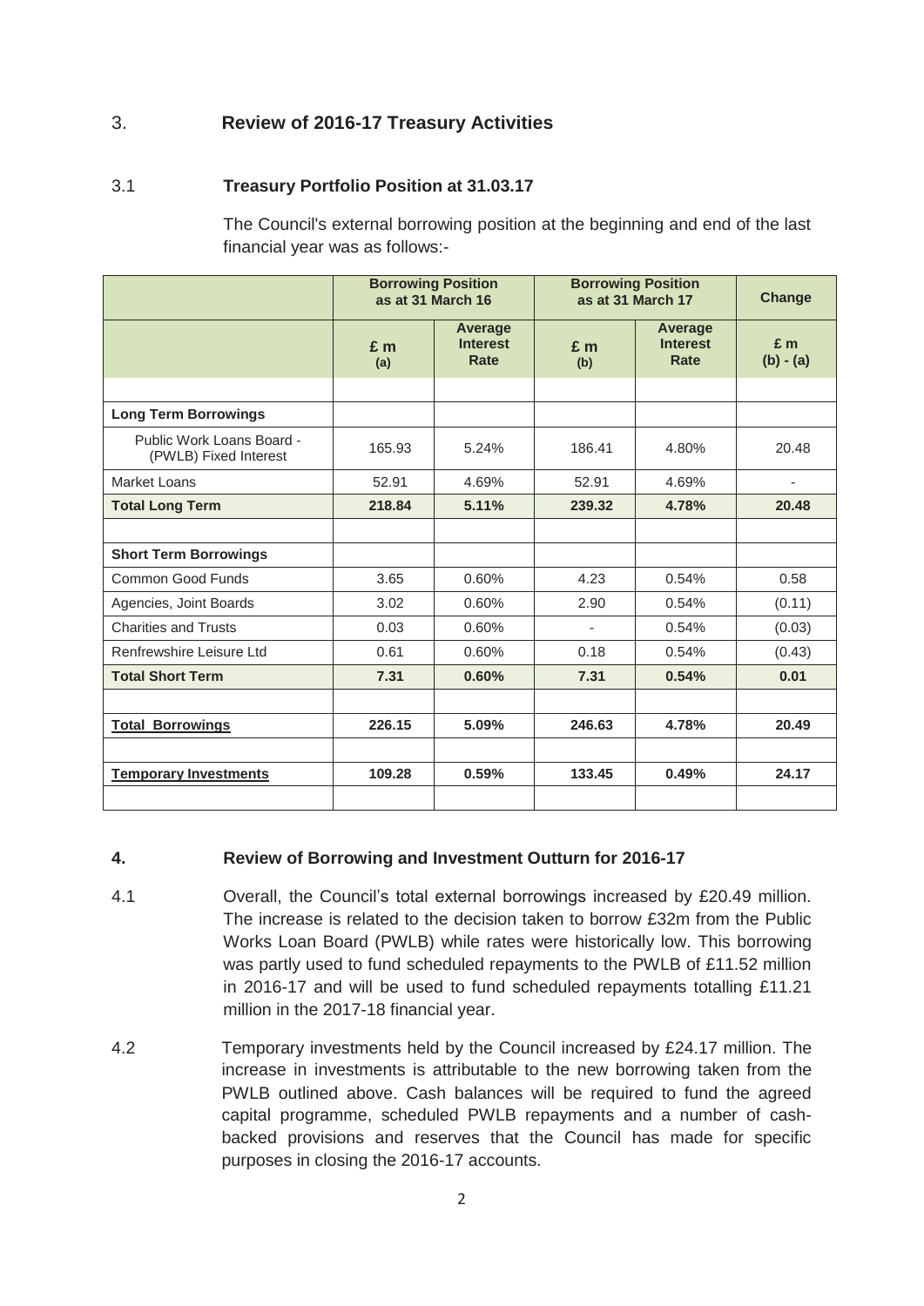## 3. Review of 2016-17 Treasury Activities

### 3.1 Treasury Portfolio Position at 31.03.17

The Council's external borrowing position at the beginning and end of the last financial year was as follows:-

| | Borrowing Position as at 31 March 16 | | Borrowing Position as at 31 March 17 | | Change |
|---|---|---|---|---|---|
| | £ m (a) | Average Interest Rate | £ m (b) | Average Interest Rate | £ m (b) - (a) |
| | | | | | |
| **Long Term Borrowings** | | | | | |
| Public Work Loans Board - (PWLB) Fixed Interest | 165.93 | 5.24% | 186.41 | 4.80% | 20.48 |
| Market Loans | 52.91 | 4.69% | 52.91 | 4.69% | - |
| **Total Long Term** | **218.84** | **5.11%** | **239.32** | **4.78%** | **20.48** |
| | | | | | |
| **Short Term Borrowings** | | | | | |
| Common Good Funds | 3.65 | 0.60% | 4.23 | 0.54% | 0.58 |
| Agencies, Joint Boards | 3.02 | 0.60% | 2.90 | 0.54% | (0.11) |
| Charities and Trusts | 0.03 | 0.60% | - | 0.54% | (0.03) |
| Renfrewshire Leisure Ltd | 0.61 | 0.60% | 0.18 | 0.54% | (0.43) |
| **Total Short Term** | **7.31** | **0.60%** | **7.31** | **0.54%** | **0.01** |
| | | | | | |
| **Total Borrowings** | **226.15** | **5.09%** | **246.63** | **4.78%** | **20.49** |
| | | | | | |
| **Temporary Investments** | **109.28** | **0.59%** | **133.45** | **0.49%** | **24.17** |
| | | | | | |

## 4. Review of Borrowing and Investment Outturn for 2016-17

4.1 Overall, the Council's total external borrowings increased by £20.49 million. The increase is related to the decision taken to borrow £32m from the Public Works Loan Board (PWLB) while rates were historically low. This borrowing was partly used to fund scheduled repayments to the PWLB of £11.52 million in 2016-17 and will be used to fund scheduled repayments totalling £11.21 million in the 2017-18 financial year.

4.2 Temporary investments held by the Council increased by £24.17 million. The increase in investments is attributable to the new borrowing taken from the PWLB outlined above. Cash balances will be required to fund the agreed capital programme, scheduled PWLB repayments and a number of cash-backed provisions and reserves that the Council has made for specific purposes in closing the 2016-17 accounts.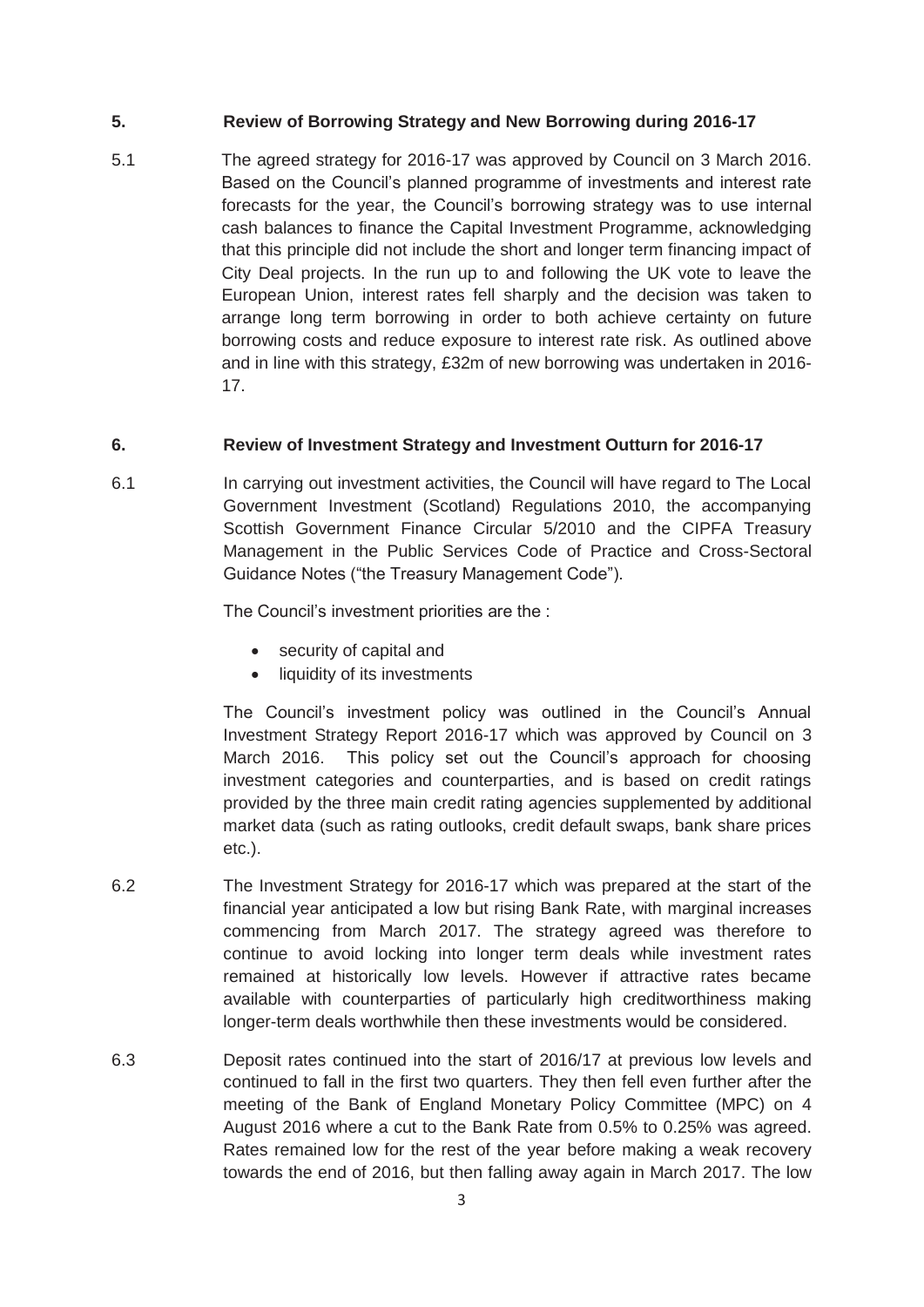## 5. Review of Borrowing Strategy and New Borrowing during 2016-17

5.1 The agreed strategy for 2016-17 was approved by Council on 3 March 2016. Based on the Council's planned programme of investments and interest rate forecasts for the year, the Council's borrowing strategy was to use internal cash balances to finance the Capital Investment Programme, acknowledging that this principle did not include the short and longer term financing impact of City Deal projects. In the run up to and following the UK vote to leave the European Union, interest rates fell sharply and the decision was taken to arrange long term borrowing in order to both achieve certainty on future borrowing costs and reduce exposure to interest rate risk. As outlined above and in line with this strategy, £32m of new borrowing was undertaken in 2016-17.

## 6. Review of Investment Strategy and Investment Outturn for 2016-17

6.1 In carrying out investment activities, the Council will have regard to The Local Government Investment (Scotland) Regulations 2010, the accompanying Scottish Government Finance Circular 5/2010 and the CIPFA Treasury Management in the Public Services Code of Practice and Cross-Sectoral Guidance Notes ("the Treasury Management Code").

The Council's investment priorities are the :

- security of capital and
- liquidity of its investments

The Council's investment policy was outlined in the Council's Annual Investment Strategy Report 2016-17 which was approved by Council on 3 March 2016. This policy set out the Council's approach for choosing investment categories and counterparties, and is based on credit ratings provided by the three main credit rating agencies supplemented by additional market data (such as rating outlooks, credit default swaps, bank share prices etc.).

6.2 The Investment Strategy for 2016-17 which was prepared at the start of the financial year anticipated a low but rising Bank Rate, with marginal increases commencing from March 2017. The strategy agreed was therefore to continue to avoid locking into longer term deals while investment rates remained at historically low levels. However if attractive rates became available with counterparties of particularly high creditworthiness making longer-term deals worthwhile then these investments would be considered.

6.3 Deposit rates continued into the start of 2016/17 at previous low levels and continued to fall in the first two quarters. They then fell even further after the meeting of the Bank of England Monetary Policy Committee (MPC) on 4 August 2016 where a cut to the Bank Rate from 0.5% to 0.25% was agreed. Rates remained low for the rest of the year before making a weak recovery towards the end of 2016, but then falling away again in March 2017. The low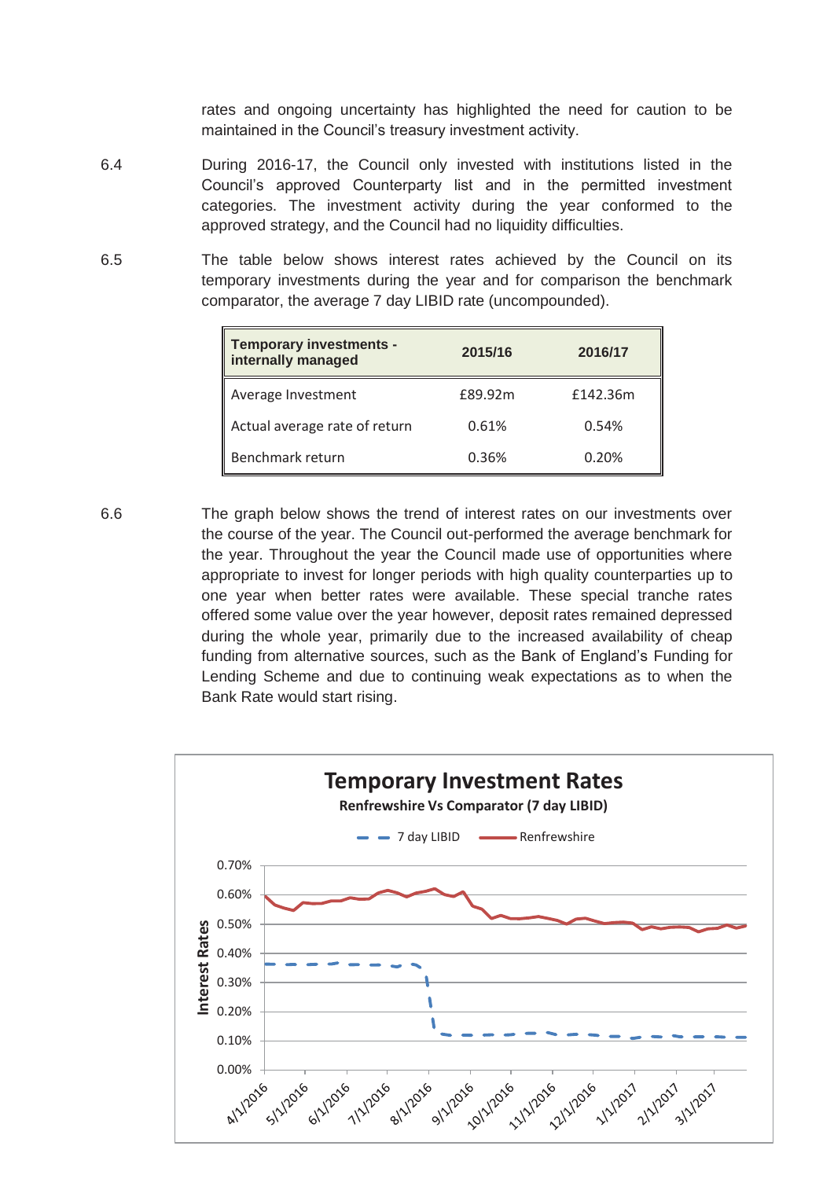rates and ongoing uncertainty has highlighted the need for caution to be maintained in the Council's treasury investment activity.

6.4 During 2016-17, the Council only invested with institutions listed in the Council's approved Counterparty list and in the permitted investment categories. The investment activity during the year conformed to the approved strategy, and the Council had no liquidity difficulties.

6.5 The table below shows interest rates achieved by the Council on its temporary investments during the year and for comparison the benchmark comparator, the average 7 day LIBID rate (uncompounded).

| Temporary investments - internally managed | 2015/16 | 2016/17 |
|---|---|---|
| Average Investment | £89.92m | £142.36m |
| Actual average rate of return | 0.61% | 0.54% |
| Benchmark return | 0.36% | 0.20% |

6.6 The graph below shows the trend of interest rates on our investments over the course of the year. The Council out-performed the average benchmark for the year. Throughout the year the Council made use of opportunities where appropriate to invest for longer periods with high quality counterparties up to one year when better rates were available. These special tranche rates offered some value over the year however, deposit rates remained depressed during the whole year, primarily due to the increased availability of cheap funding from alternative sources, such as the Bank of England's Funding for Lending Scheme and due to continuing weak expectations as to when the Bank Rate would start rising.

**Temporary Investment Rates**

**Renfrewshire Vs Comparator (7 day LIBID)**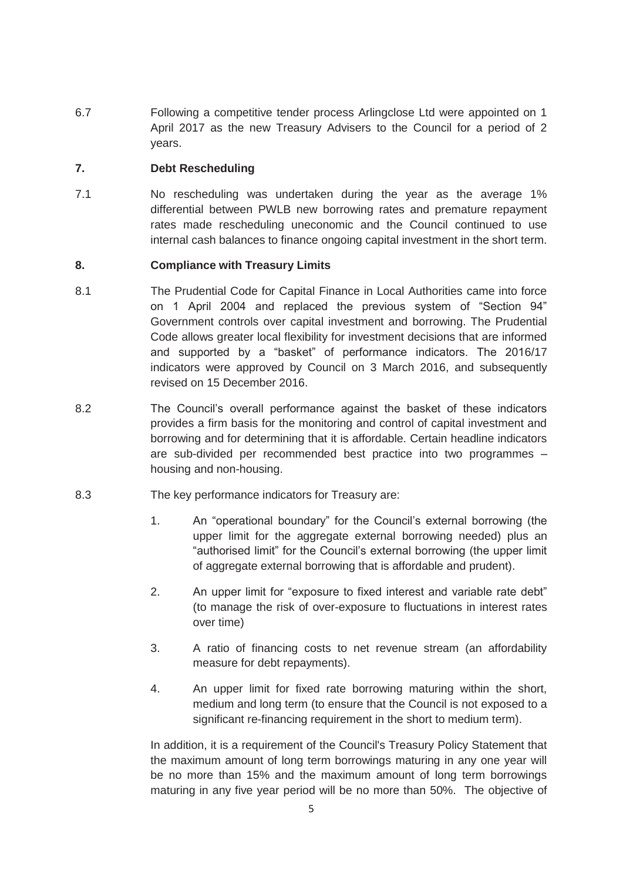6.7 Following a competitive tender process Arlingclose Ltd were appointed on 1 April 2017 as the new Treasury Advisers to the Council for a period of 2 years.

## 7. Debt Rescheduling

7.1 No rescheduling was undertaken during the year as the average 1% differential between PWLB new borrowing rates and premature repayment rates made rescheduling uneconomic and the Council continued to use internal cash balances to finance ongoing capital investment in the short term.

## 8. Compliance with Treasury Limits

8.1 The Prudential Code for Capital Finance in Local Authorities came into force on 1 April 2004 and replaced the previous system of "Section 94" Government controls over capital investment and borrowing. The Prudential Code allows greater local flexibility for investment decisions that are informed and supported by a "basket" of performance indicators. The 2016/17 indicators were approved by Council on 3 March 2016, and subsequently revised on 15 December 2016.

8.2 The Council's overall performance against the basket of these indicators provides a firm basis for the monitoring and control of capital investment and borrowing and for determining that it is affordable. Certain headline indicators are sub-divided per recommended best practice into two programmes – housing and non-housing.

8.3 The key performance indicators for Treasury are:

1. An "operational boundary" for the Council's external borrowing (the upper limit for the aggregate external borrowing needed) plus an "authorised limit" for the Council's external borrowing (the upper limit of aggregate external borrowing that is affordable and prudent).
2. An upper limit for "exposure to fixed interest and variable rate debt" (to manage the risk of over-exposure to fluctuations in interest rates over time)
3. A ratio of financing costs to net revenue stream (an affordability measure for debt repayments).
4. An upper limit for fixed rate borrowing maturing within the short, medium and long term (to ensure that the Council is not exposed to a significant re-financing requirement in the short to medium term).

In addition, it is a requirement of the Council's Treasury Policy Statement that the maximum amount of long term borrowings maturing in any one year will be no more than 15% and the maximum amount of long term borrowings maturing in any five year period will be no more than 50%. The objective of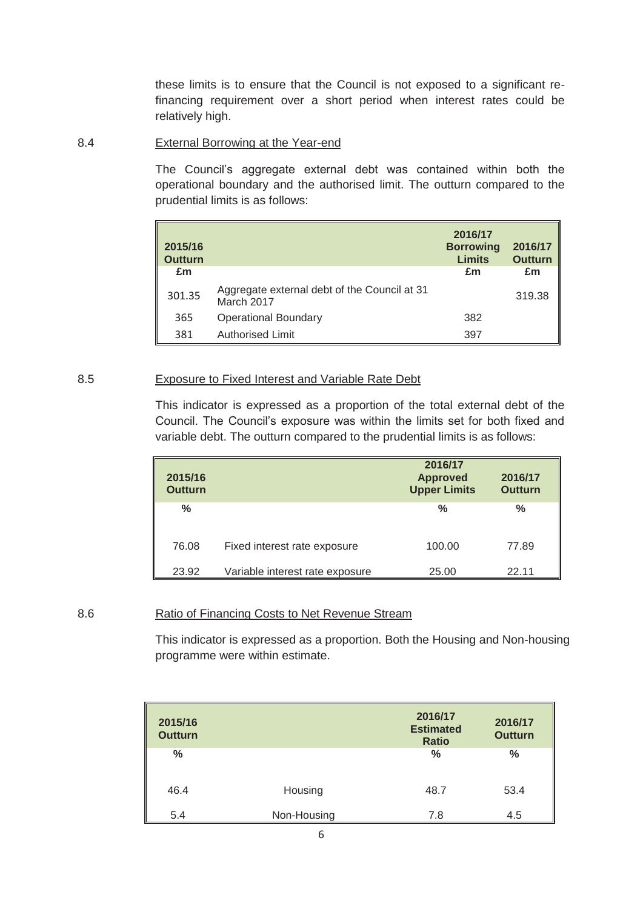these limits is to ensure that the Council is not exposed to a significant re-financing requirement over a short period when interest rates could be relatively high.

8.4 External Borrowing at the Year-end

The Council's aggregate external debt was contained within both the operational boundary and the authorised limit. The outturn compared to the prudential limits is as follows:

| 2015/16 Outturn £m | | 2016/17 Borrowing Limits £m | 2016/17 Outturn £m |
|---|---|---|---|
| 301.35 | Aggregate external debt of the Council at 31 March 2017 | | 319.38 |
| 365 | Operational Boundary | 382 | |
| 381 | Authorised Limit | 397 | |

8.5 Exposure to Fixed Interest and Variable Rate Debt

This indicator is expressed as a proportion of the total external debt of the Council. The Council's exposure was within the limits set for both fixed and variable debt. The outturn compared to the prudential limits is as follows:

| 2015/16 Outturn % | | 2016/17 Approved Upper Limits % | 2016/17 Outturn % |
|---|---|---|---|
| 76.08 | Fixed interest rate exposure | 100.00 | 77.89 |
| 23.92 | Variable interest rate exposure | 25.00 | 22.11 |

8.6 Ratio of Financing Costs to Net Revenue Stream

This indicator is expressed as a proportion. Both the Housing and Non-housing programme were within estimate.

| 2015/16 Outturn % | | 2016/17 Estimated Ratio % | 2016/17 Outturn % |
|---|---|---|---|
| 46.4 | Housing | 48.7 | 53.4 |
| 5.4 | Non-Housing | 7.8 | 4.5 |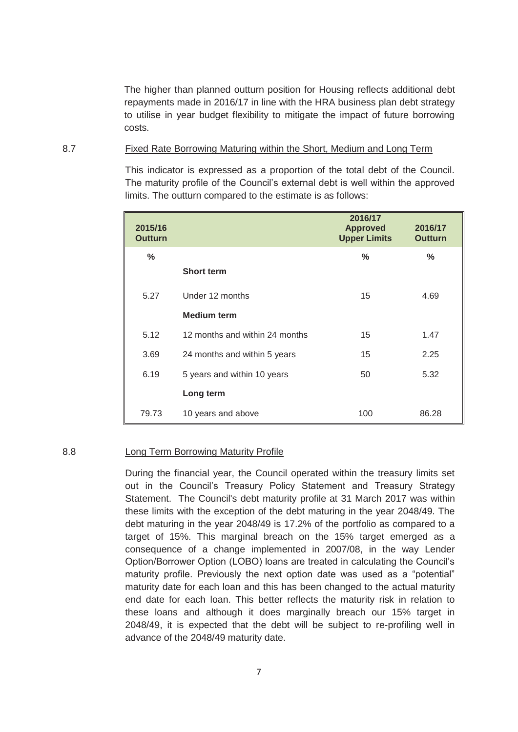The higher than planned outturn position for Housing reflects additional debt repayments made in 2016/17 in line with the HRA business plan debt strategy to utilise in year budget flexibility to mitigate the impact of future borrowing costs.

8.7 Fixed Rate Borrowing Maturing within the Short, Medium and Long Term

This indicator is expressed as a proportion of the total debt of the Council. The maturity profile of the Council's external debt is well within the approved limits. The outturn compared to the estimate is as follows:

| 2015/16 Outturn | | 2016/17 Approved Upper Limits | 2016/17 Outturn |
|---|---|---|---|
| % | | % | % |
| | **Short term** | | |
| 5.27 | Under 12 months | 15 | 4.69 |
| | **Medium term** | | |
| 5.12 | 12 months and within 24 months | 15 | 1.47 |
| 3.69 | 24 months and within 5 years | 15 | 2.25 |
| 6.19 | 5 years and within 10 years | 50 | 5.32 |
| | **Long term** | | |
| 79.73 | 10 years and above | 100 | 86.28 |

8.8 Long Term Borrowing Maturity Profile

During the financial year, the Council operated within the treasury limits set out in the Council's Treasury Policy Statement and Treasury Strategy Statement. The Council's debt maturity profile at 31 March 2017 was within these limits with the exception of the debt maturing in the year 2048/49. The debt maturing in the year 2048/49 is 17.2% of the portfolio as compared to a target of 15%. This marginal breach on the 15% target emerged as a consequence of a change implemented in 2007/08, in the way Lender Option/Borrower Option (LOBO) loans are treated in calculating the Council's maturity profile. Previously the next option date was used as a "potential" maturity date for each loan and this has been changed to the actual maturity end date for each loan. This better reflects the maturity risk in relation to these loans and although it does marginally breach our 15% target in 2048/49, it is expected that the debt will be subject to re-profiling well in advance of the 2048/49 maturity date.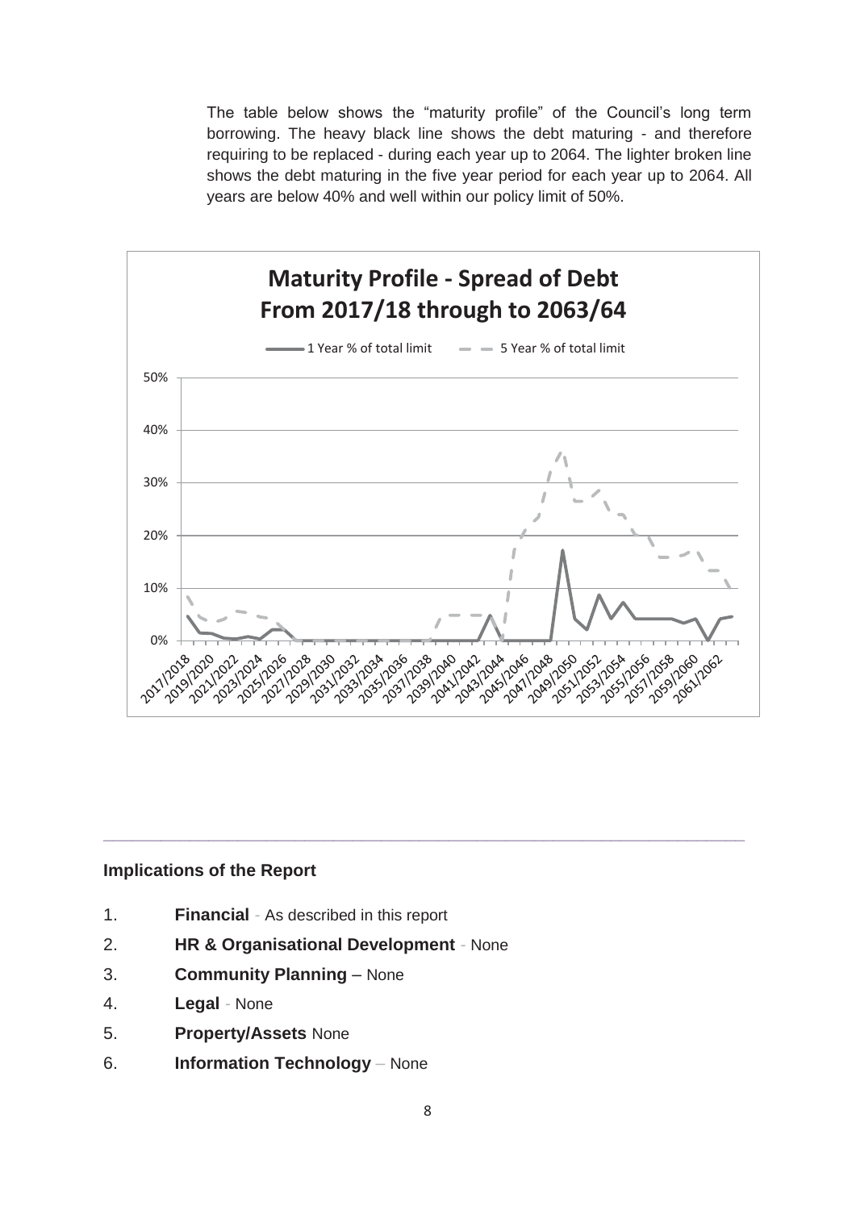The table below shows the "maturity profile" of the Council's long term borrowing. The heavy black line shows the debt maturing - and therefore requiring to be replaced - during each year up to 2064. The lighter broken line shows the debt maturing in the five year period for each year up to 2064. All years are below 40% and well within our policy limit of 50%.

**Maturity Profile - Spread of Debt From 2017/18 through to 2063/64**

---

### Implications of the Report

1. **Financial** - As described in this report
2. **HR & Organisational Development** - None
3. **Community Planning** – None
4. **Legal** - None
5. **Property/Assets** None
6. **Information Technology** – None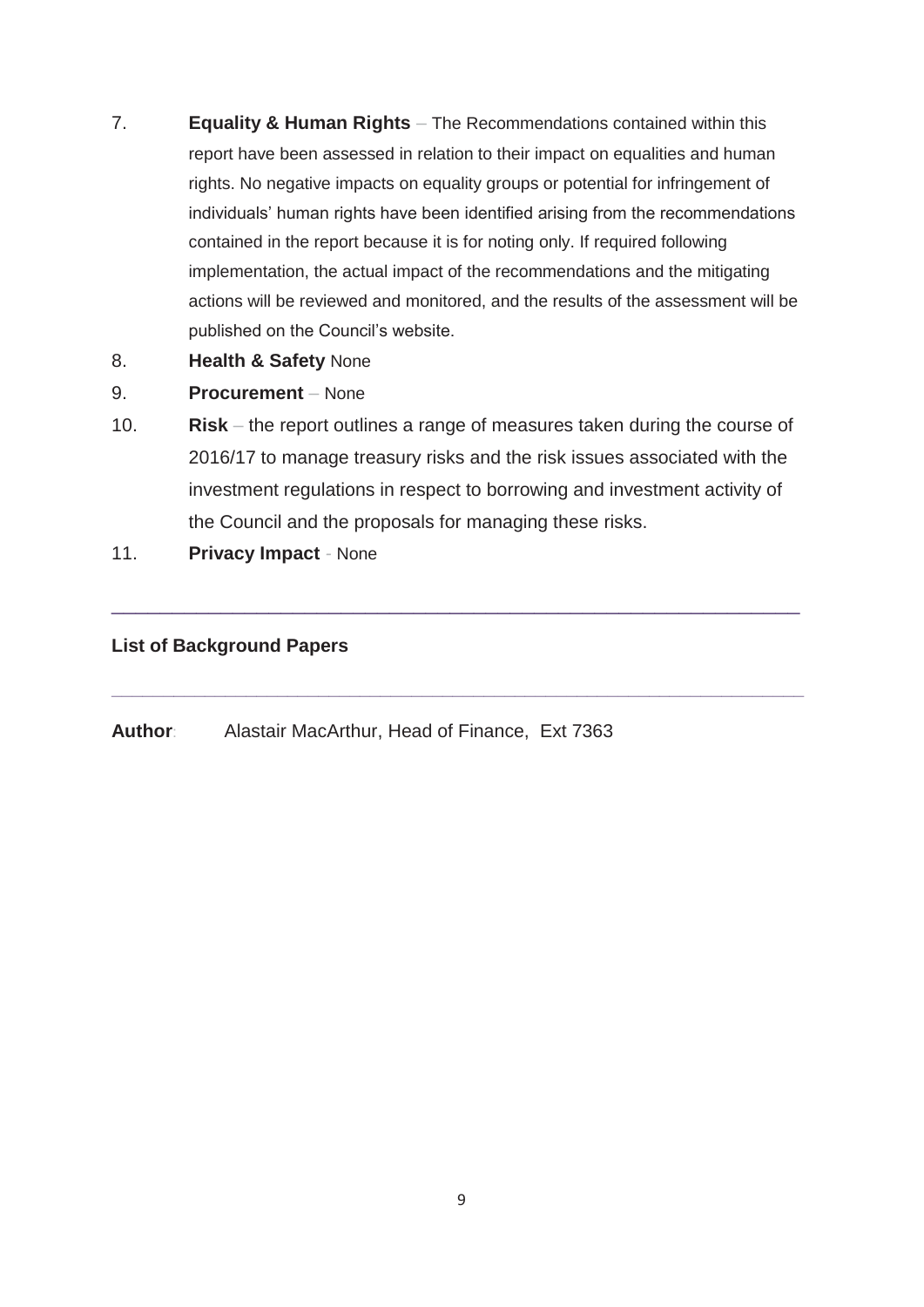7. **Equality & Human Rights** – The Recommendations contained within this report have been assessed in relation to their impact on equalities and human rights. No negative impacts on equality groups or potential for infringement of individuals' human rights have been identified arising from the recommendations contained in the report because it is for noting only. If required following implementation, the actual impact of the recommendations and the mitigating actions will be reviewed and monitored, and the results of the assessment will be published on the Council's website.

8. **Health & Safety** None

9. **Procurement** – None

10. **Risk** – the report outlines a range of measures taken during the course of 2016/17 to manage treasury risks and the risk issues associated with the investment regulations in respect to borrowing and investment activity of the Council and the proposals for managing these risks.

11. **Privacy Impact** - None

---

**List of Background Papers**

---

**Author**: Alastair MacArthur, Head of Finance, Ext 7363